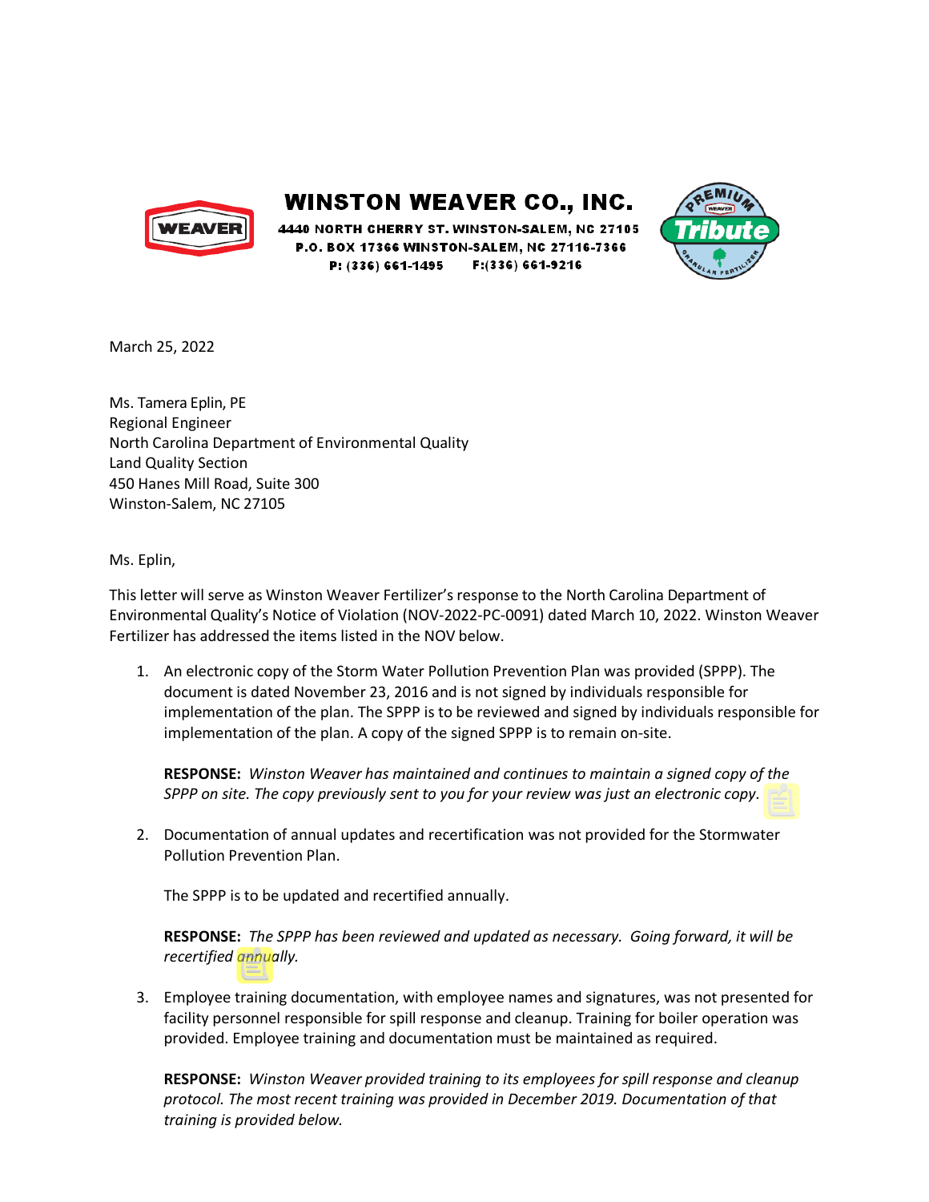# WINSTON WEAVER CO., INC.

4440 NORTH CHERRY ST. WINSTON-SALEM, NC 27105
P.O. BOX 17366 WINSTON-SALEM, NC 27116-7366
P: (336) 661-1495 F:(336) 661-9216

March 25, 2022

Ms. Tamera Eplin, PE
Regional Engineer
North Carolina Department of Environmental Quality
Land Quality Section
450 Hanes Mill Road, Suite 300
Winston-Salem, NC 27105

Ms. Eplin,

This letter will serve as Winston Weaver Fertilizer's response to the North Carolina Department of Environmental Quality's Notice of Violation (NOV-2022-PC-0091) dated March 10, 2022. Winston Weaver Fertilizer has addressed the items listed in the NOV below.

1. An electronic copy of the Storm Water Pollution Prevention Plan was provided (SPPP). The document is dated November 23, 2016 and is not signed by individuals responsible for implementation of the plan. The SPPP is to be reviewed and signed by individuals responsible for implementation of the plan. A copy of the signed SPPP is to remain on-site.

   **RESPONSE:** *Winston Weaver has maintained and continues to maintain a signed copy of the SPPP on site. The copy previously sent to you for your review was just an electronic copy.*

2. Documentation of annual updates and recertification was not provided for the Stormwater Pollution Prevention Plan.

   The SPPP is to be updated and recertified annually.

   **RESPONSE:** *The SPPP has been reviewed and updated as necessary. Going forward, it will be recertified annually.*

3. Employee training documentation, with employee names and signatures, was not presented for facility personnel responsible for spill response and cleanup. Training for boiler operation was provided. Employee training and documentation must be maintained as required.

   **RESPONSE:** *Winston Weaver provided training to its employees for spill response and cleanup protocol. The most recent training was provided in December 2019. Documentation of that training is provided below.*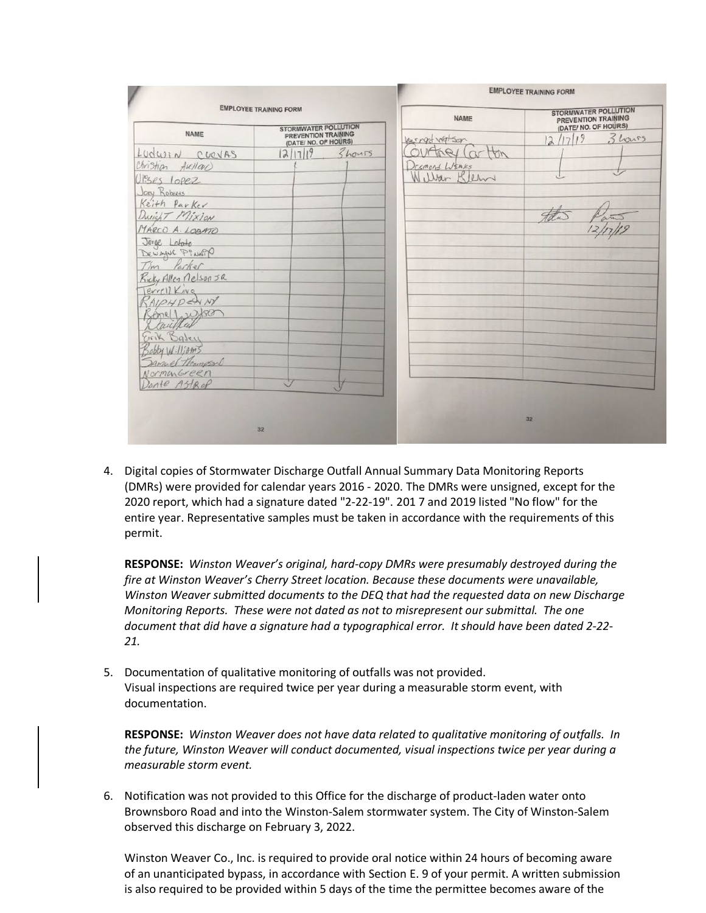## EMPLOYEE TRAINING FORM

| NAME | STORMWATER POLLUTION PREVENTION TRAINING (DATE/ NO. OF HOURS) |
|---|---|
| Ludwin Cuevas | 12/17/19 3 hours |
| Christian Avellar | |
| Ulises Lopez | |
| Joey Roberts | |
| Keith Parker | |
| Dwight Mixion | |
| Marco A. Lobato | |
| Jorge Lobato | |
| Dewayne Pinney | |
| Tim Parker | |
| Ricky Allen Nelson JR | |
| Terrell King | |
| Ralph Denny | |
| Ronell Wilson | |
| David Hall | |
| Erik Bailey | |
| Bobby Williams | |
| Samuel Thompson | |
| Norman Green | |
| Donte Astrop | |

32

## EMPLOYEE TRAINING FORM

| NAME | STORMWATER POLLUTION PREVENTION TRAINING (DATE/ NO. OF HOURS) |
|---|---|
| Kenneth Watson | 12/17/19 3 hours |
| Courtney Carlton | |
| Desmond Weeks | |
| William Blevins | |

12/17/19

32

4. Digital copies of Stormwater Discharge Outfall Annual Summary Data Monitoring Reports (DMRs) were provided for calendar years 2016 - 2020. The DMRs were unsigned, except for the 2020 report, which had a signature dated "2-22-19". 201 7 and 2019 listed "No flow" for the entire year. Representative samples must be taken in accordance with the requirements of this permit.

   **RESPONSE:** *Winston Weaver's original, hard-copy DMRs were presumably destroyed during the fire at Winston Weaver's Cherry Street location. Because these documents were unavailable, Winston Weaver submitted documents to the DEQ that had the requested data on new Discharge Monitoring Reports. These were not dated as not to misrepresent our submittal. The one document that did have a signature had a typographical error. It should have been dated 2-22-21.*

5. Documentation of qualitative monitoring of outfalls was not provided.
   Visual inspections are required twice per year during a measurable storm event, with documentation.

   **RESPONSE:** *Winston Weaver does not have data related to qualitative monitoring of outfalls. In the future, Winston Weaver will conduct documented, visual inspections twice per year during a measurable storm event.*

6. Notification was not provided to this Office for the discharge of product-laden water onto Brownsboro Road and into the Winston-Salem stormwater system. The City of Winston-Salem observed this discharge on February 3, 2022.

   Winston Weaver Co., Inc. is required to provide oral notice within 24 hours of becoming aware of an unanticipated bypass, in accordance with Section E. 9 of your permit. A written submission is also required to be provided within 5 days of the time the permittee becomes aware of the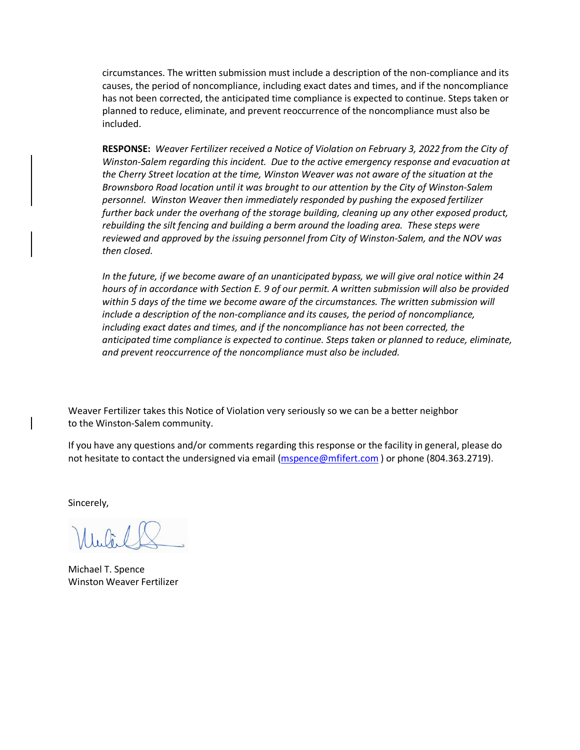circumstances. The written submission must include a description of the non-compliance and its causes, the period of noncompliance, including exact dates and times, and if the noncompliance has not been corrected, the anticipated time compliance is expected to continue. Steps taken or planned to reduce, eliminate, and prevent reoccurrence of the noncompliance must also be included.

**RESPONSE:** *Weaver Fertilizer received a Notice of Violation on February 3, 2022 from the City of Winston-Salem regarding this incident. Due to the active emergency response and evacuation at the Cherry Street location at the time, Winston Weaver was not aware of the situation at the Brownsboro Road location until it was brought to our attention by the City of Winston-Salem personnel. Winston Weaver then immediately responded by pushing the exposed fertilizer further back under the overhang of the storage building, cleaning up any other exposed product, rebuilding the silt fencing and building a berm around the loading area. These steps were reviewed and approved by the issuing personnel from City of Winston-Salem, and the NOV was then closed.*

*In the future, if we become aware of an unanticipated bypass, we will give oral notice within 24 hours of in accordance with Section E. 9 of our permit. A written submission will also be provided within 5 days of the time we become aware of the circumstances. The written submission will include a description of the non-compliance and its causes, the period of noncompliance, including exact dates and times, and if the noncompliance has not been corrected, the anticipated time compliance is expected to continue. Steps taken or planned to reduce, eliminate, and prevent reoccurrence of the noncompliance must also be included.*

Weaver Fertilizer takes this Notice of Violation very seriously so we can be a better neighbor to the Winston-Salem community.

If you have any questions and/or comments regarding this response or the facility in general, please do not hesitate to contact the undersigned via email (mspence@mfifert.com ) or phone (804.363.2719).

Sincerely,

Michael T. Spence
Winston Weaver Fertilizer